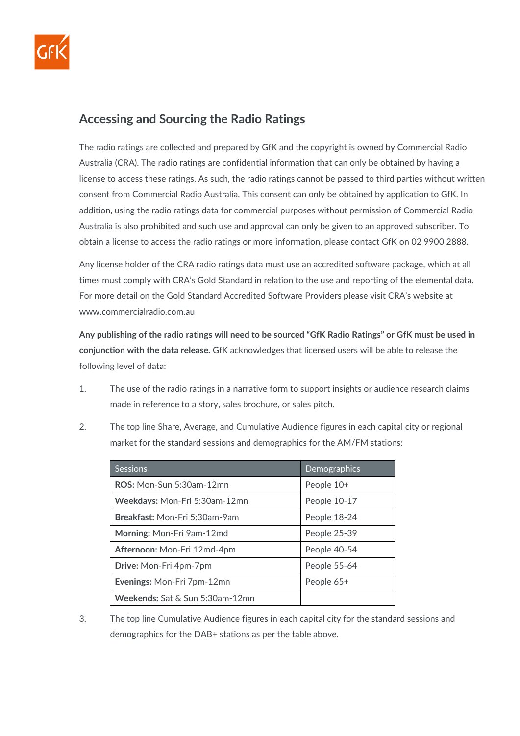## Accessing and Sourcing the Radio Ratings

The radio ratings are collected and prepared by GfK and the copyright is owned by Commercial Radio Australia (CRA). The radio ratings are confidential information that can only be obtained by having a license to access these ratings. As such, the radio ratings cannot be passed to third parties without written consent from Commercial Radio Australia. This consent can only be obtained by application to GfK. In addition, using the radio ratings data for commercial purposes without permission of Commercial Radio Australia is also prohibited and such use and approval can only be given to an approved subscriber. To obtain a license to access the radio ratings or more information, please contact GfK on 02 9900 2888.

Any license holder of the CRA radio ratings data must use an accredited software package, which at all times must comply with CRA's Gold Standard in relation to the use and reporting of the elemental data. For more detail on the Gold Standard Accredited Software Providers please visit CRA's website at www.commercialradio.com.au

**Any publishing of the radio ratings will need to be sourced "GfK Radio Ratings" or GfK must be used in conjunction with the data release.** GfK acknowledges that licensed users will be able to release the following level of data:

1. The use of the radio ratings in a narrative form to support insights or audience research claims made in reference to a story, sales brochure, or sales pitch.

2. The top line Share, Average, and Cumulative Audience figures in each capital city or regional market for the standard sessions and demographics for the AM/FM stations:

| Sessions | Demographics |
|---|---|
| **ROS:** Mon-Sun 5:30am-12mn | People 10+ |
| **Weekdays:** Mon-Fri 5:30am-12mn | People 10-17 |
| **Breakfast:** Mon-Fri 5:30am-9am | People 18-24 |
| **Morning:** Mon-Fri 9am-12md | People 25-39 |
| **Afternoon:** Mon-Fri 12md-4pm | People 40-54 |
| **Drive:** Mon-Fri 4pm-7pm | People 55-64 |
| **Evenings:** Mon-Fri 7pm-12mn | People 65+ |
| **Weekends:** Sat & Sun 5:30am-12mn | |

3. The top line Cumulative Audience figures in each capital city for the standard sessions and demographics for the DAB+ stations as per the table above.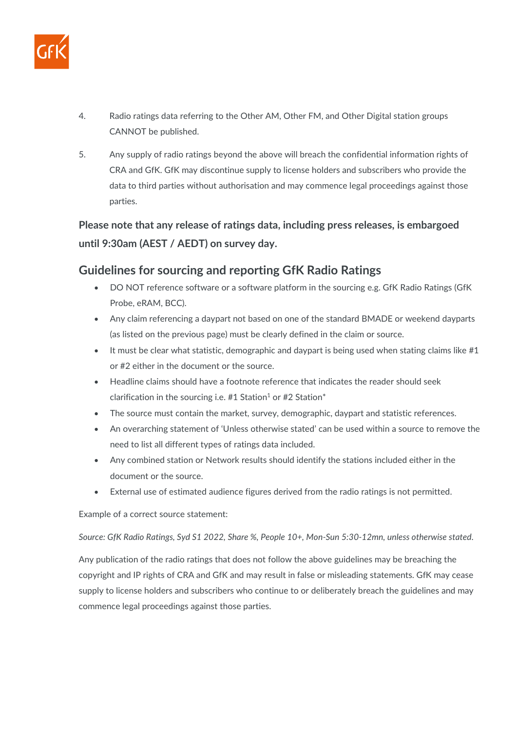4. Radio ratings data referring to the Other AM, Other FM, and Other Digital station groups CANNOT be published.

5. Any supply of radio ratings beyond the above will breach the confidential information rights of CRA and GfK. GfK may discontinue supply to license holders and subscribers who provide the data to third parties without authorisation and may commence legal proceedings against those parties.

**Please note that any release of ratings data, including press releases, is embargoed until 9:30am (AEST / AEDT) on survey day.**

## Guidelines for sourcing and reporting GfK Radio Ratings

- DO NOT reference software or a software platform in the sourcing e.g. GfK Radio Ratings (GfK Probe, eRAM, BCC).
- Any claim referencing a daypart not based on one of the standard BMADE or weekend dayparts (as listed on the previous page) must be clearly defined in the claim or source.
- It must be clear what statistic, demographic and daypart is being used when stating claims like #1 or #2 either in the document or the source.
- Headline claims should have a footnote reference that indicates the reader should seek clarification in the sourcing i.e. #1 Station[1] or #2 Station*
- The source must contain the market, survey, demographic, daypart and statistic references.
- An overarching statement of 'Unless otherwise stated' can be used within a source to remove the need to list all different types of ratings data included.
- Any combined station or Network results should identify the stations included either in the document or the source.
- External use of estimated audience figures derived from the radio ratings is not permitted.

Example of a correct source statement:

*Source: GfK Radio Ratings, Syd S1 2022, Share %, People 10+, Mon-Sun 5:30-12mn, unless otherwise stated.*

Any publication of the radio ratings that does not follow the above guidelines may be breaching the copyright and IP rights of CRA and GfK and may result in false or misleading statements. GfK may cease supply to license holders and subscribers who continue to or deliberately breach the guidelines and may commence legal proceedings against those parties.